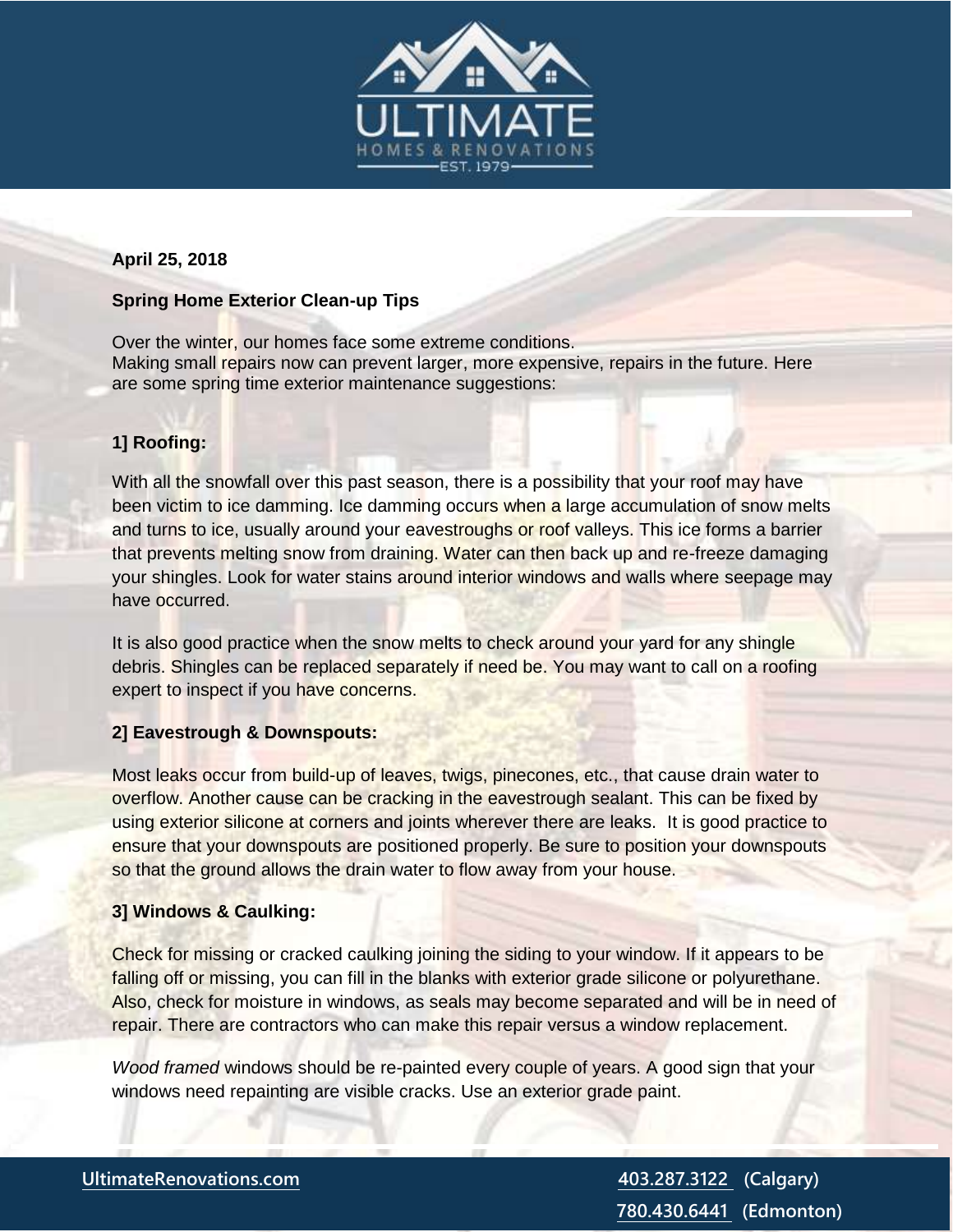**April 25, 2018**

## Spring Home Exterior Clean-up Tips

Over the winter, our homes face some extreme conditions.
Making small repairs now can prevent larger, more expensive, repairs in the future. Here are some spring time exterior maintenance suggestions:

### 1] Roofing:

With all the snowfall over this past season, there is a possibility that your roof may have been victim to ice damming. Ice damming occurs when a large accumulation of snow melts and turns to ice, usually around your eavestroughs or roof valleys. This ice forms a barrier that prevents melting snow from draining. Water can then back up and re-freeze damaging your shingles. Look for water stains around interior windows and walls where seepage may have occurred.

It is also good practice when the snow melts to check around your yard for any shingle debris. Shingles can be replaced separately if need be. You may want to call on a roofing expert to inspect if you have concerns.

### 2] Eavestrough & Downspouts:

Most leaks occur from build-up of leaves, twigs, pinecones, etc., that cause drain water to overflow. Another cause can be cracking in the eavestrough sealant. This can be fixed by using exterior silicone at corners and joints wherever there are leaks. It is good practice to ensure that your downspouts are positioned properly. Be sure to position your downspouts so that the ground allows the drain water to flow away from your house.

### 3] Windows & Caulking:

Check for missing or cracked caulking joining the siding to your window. If it appears to be falling off or missing, you can fill in the blanks with exterior grade silicone or polyurethane. Also, check for moisture in windows, as seals may become separated and will be in need of repair. There are contractors who can make this repair versus a window replacement.

*Wood framed* windows should be re-painted every couple of years. A good sign that your windows need repainting are visible cracks. Use an exterior grade paint.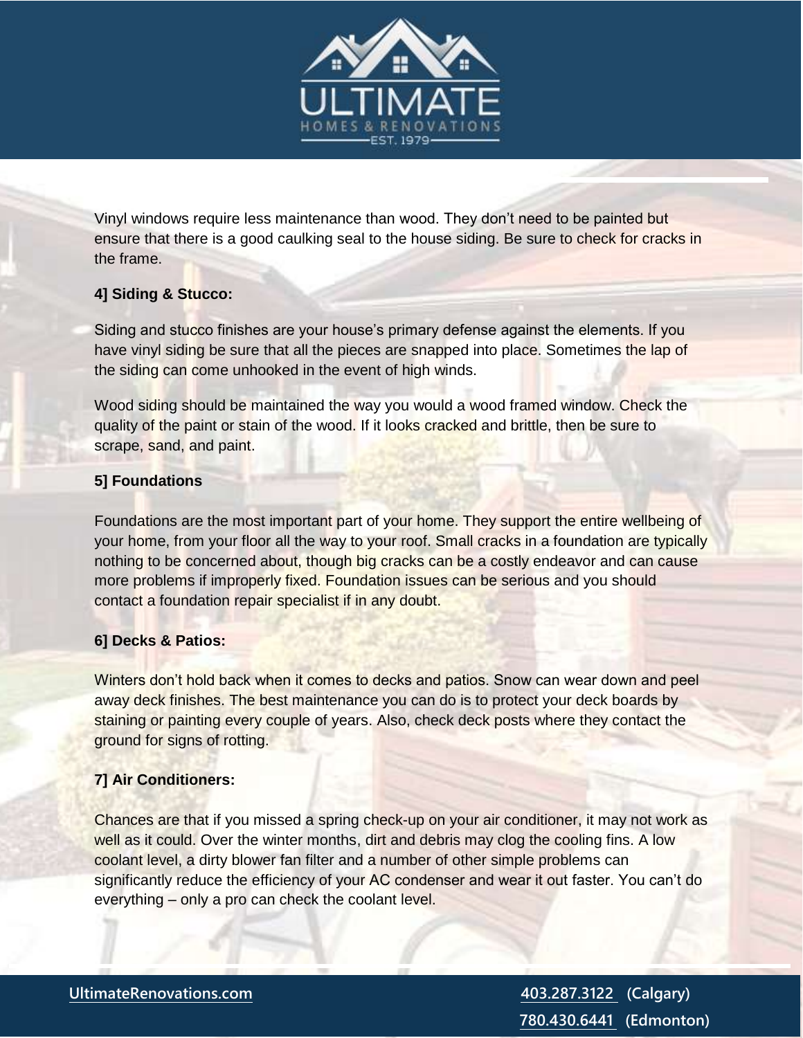Vinyl windows require less maintenance than wood. They don't need to be painted but ensure that there is a good caulking seal to the house siding. Be sure to check for cracks in the frame.

**4] Siding & Stucco:**

Siding and stucco finishes are your house's primary defense against the elements. If you have vinyl siding be sure that all the pieces are snapped into place. Sometimes the lap of the siding can come unhooked in the event of high winds.

Wood siding should be maintained the way you would a wood framed window. Check the quality of the paint or stain of the wood. If it looks cracked and brittle, then be sure to scrape, sand, and paint.

**5] Foundations**

Foundations are the most important part of your home. They support the entire wellbeing of your home, from your floor all the way to your roof. Small cracks in a foundation are typically nothing to be concerned about, though big cracks can be a costly endeavor and can cause more problems if improperly fixed. Foundation issues can be serious and you should contact a foundation repair specialist if in any doubt.

**6] Decks & Patios:**

Winters don't hold back when it comes to decks and patios. Snow can wear down and peel away deck finishes. The best maintenance you can do is to protect your deck boards by staining or painting every couple of years. Also, check deck posts where they contact the ground for signs of rotting.

**7] Air Conditioners:**

Chances are that if you missed a spring check-up on your air conditioner, it may not work as well as it could. Over the winter months, dirt and debris may clog the cooling fins. A low coolant level, a dirty blower fan filter and a number of other simple problems can significantly reduce the efficiency of your AC condenser and wear it out faster. You can't do everything – only a pro can check the coolant level.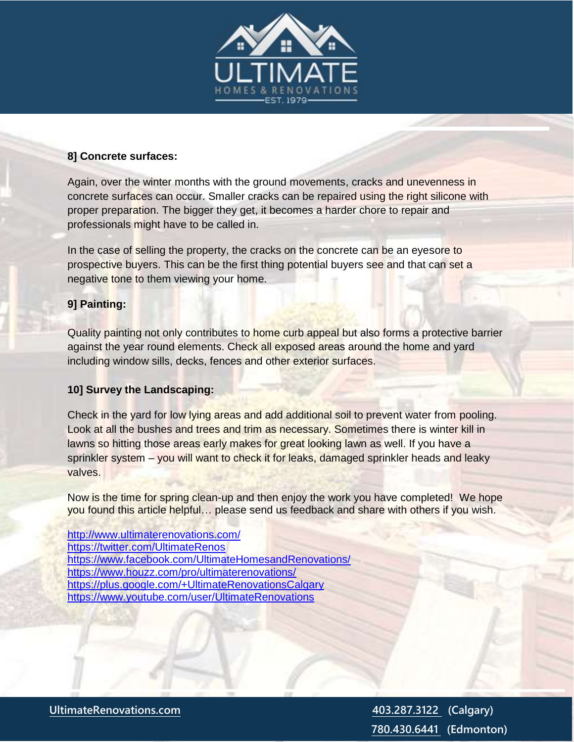**8] Concrete surfaces:**

Again, over the winter months with the ground movements, cracks and unevenness in concrete surfaces can occur. Smaller cracks can be repaired using the right silicone with proper preparation. The bigger they get, it becomes a harder chore to repair and professionals might have to be called in.

In the case of selling the property, the cracks on the concrete can be an eyesore to prospective buyers. This can be the first thing potential buyers see and that can set a negative tone to them viewing your home.

**9] Painting:**

Quality painting not only contributes to home curb appeal but also forms a protective barrier against the year round elements. Check all exposed areas around the home and yard including window sills, decks, fences and other exterior surfaces.

**10] Survey the Landscaping:**

Check in the yard for low lying areas and add additional soil to prevent water from pooling. Look at all the bushes and trees and trim as necessary. Sometimes there is winter kill in lawns so hitting those areas early makes for great looking lawn as well. If you have a sprinkler system – you will want to check it for leaks, damaged sprinkler heads and leaky valves.

Now is the time for spring clean-up and then enjoy the work you have completed! We hope you found this article helpful… please send us feedback and share with others if you wish.

http://www.ultimaterenovations.com/
https://twitter.com/UltimateRenos
https://www.facebook.com/UltimateHomesandRenovations/
https://www.houzz.com/pro/ultimaterenovations/
https://plus.google.com/+UltimateRenovationsCalgary
https://www.youtube.com/user/UltimateRenovations